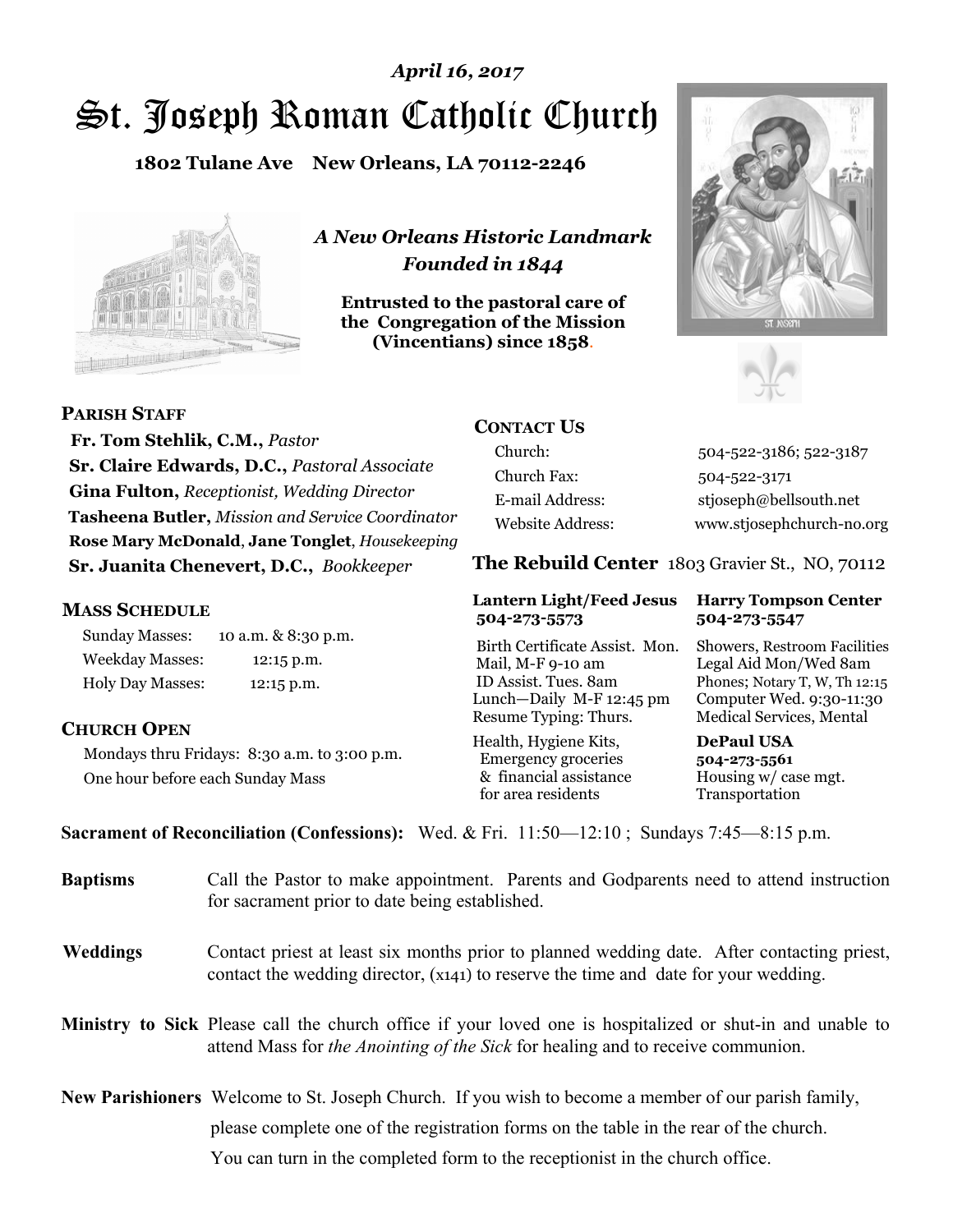*April 16, 2017*

# St. Joseph Roman Catholic Church

**1802 Tulane Ave New Orleans, LA 70112-2246**

*A New Orleans Historic Landmark*
*Founded in 1844*

**Entrusted to the pastoral care of the Congregation of the Mission (Vincentians) since 1858.**

## PARISH STAFF

**Fr. Tom Stehlik, C.M.,** *Pastor*
**Sr. Claire Edwards, D.C.,** *Pastoral Associate*
**Gina Fulton,** *Receptionist, Wedding Director*
**Tasheena Butler,** *Mission and Service Coordinator*
**Rose Mary McDonald**, **Jane Tonglet**, *Housekeeping*
**Sr. Juanita Chenevert, D.C.,** *Bookkeeper*

## MASS SCHEDULE

| | |
|---|---|
| Sunday Masses: | 10 a.m. & 8:30 p.m. |
| Weekday Masses: | 12:15 p.m. |
| Holy Day Masses: | 12:15 p.m. |

## CHURCH OPEN

Mondays thru Fridays: 8:30 a.m. to 3:00 p.m.
One hour before each Sunday Mass

## CONTACT US

| | |
|---|---|
| Church: | 504-522-3186; 522-3187 |
| Church Fax: | 504-522-3171 |
| E-mail Address: | stjoseph@bellsouth.net |
| Website Address: | www.stjosephchurch-no.org |

## The Rebuild Center 1803 Gravier St., NO, 70112

**Lantern Light/Feed Jesus 504-273-5573**

Birth Certificate Assist. Mon.
Mail, M-F 9-10 am
ID Assist. Tues. 8am
Lunch—Daily M-F 12:45 pm
Resume Typing: Thurs.

Health, Hygiene Kits, Emergency groceries & financial assistance for area residents

**Harry Tompson Center 504-273-5547**

Showers, Restroom Facilities
Legal Aid Mon/Wed 8am
Phones; Notary T, W, Th 12:15
Computer Wed. 9:30-11:30
Medical Services, Mental

**DePaul USA 504-273-5561**

Housing w/ case mgt.
Transportation

**Sacrament of Reconciliation (Confessions):** Wed. & Fri. 11:50—12:10 ; Sundays 7:45—8:15 p.m.

**Baptisms** Call the Pastor to make appointment. Parents and Godparents need to attend instruction for sacrament prior to date being established.

**Weddings** Contact priest at least six months prior to planned wedding date. After contacting priest, contact the wedding director, (x141) to reserve the time and date for your wedding.

**Ministry to Sick** Please call the church office if your loved one is hospitalized or shut-in and unable to attend Mass for *the Anointing of the Sick* for healing and to receive communion.

**New Parishioners** Welcome to St. Joseph Church. If you wish to become a member of our parish family, please complete one of the registration forms on the table in the rear of the church. You can turn in the completed form to the receptionist in the church office.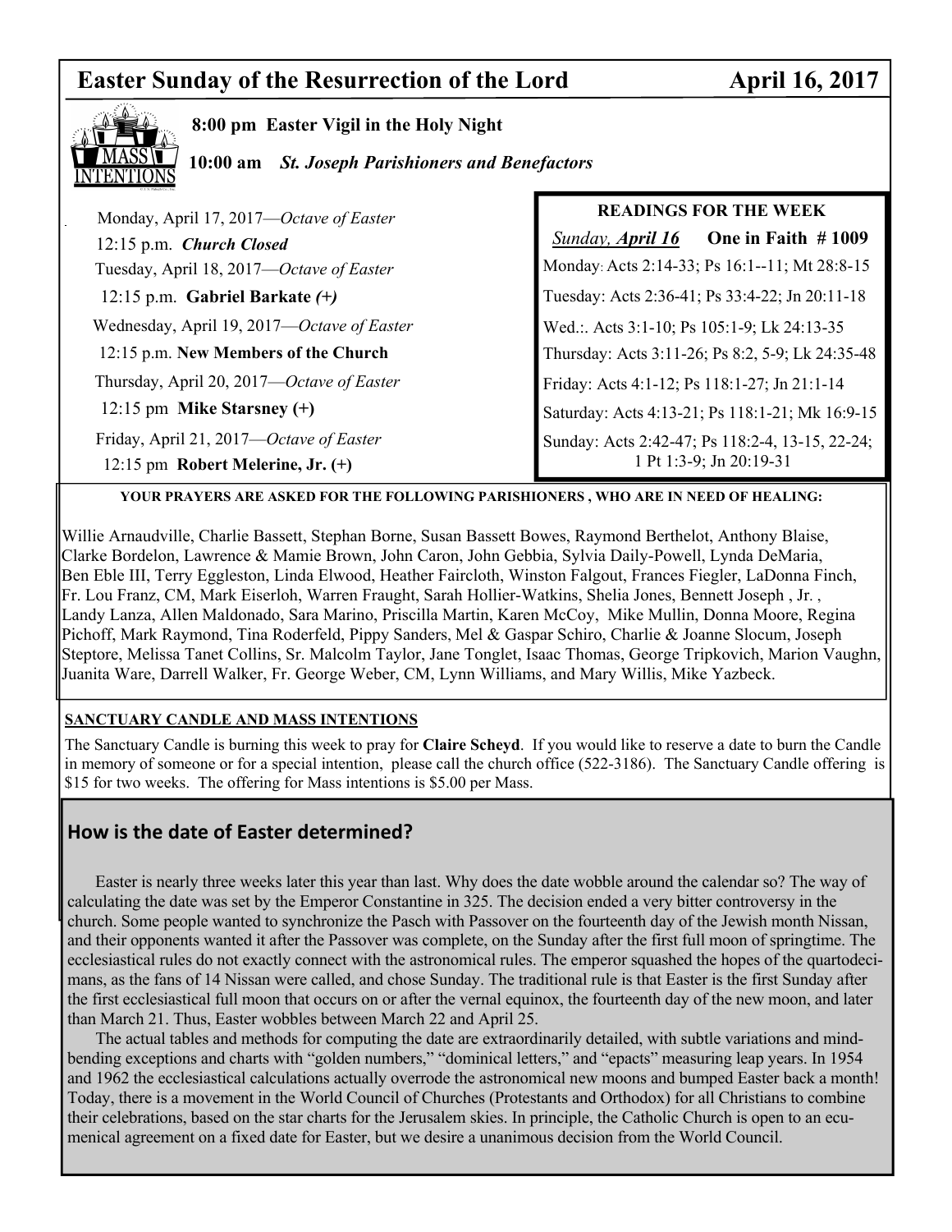# Easter Sunday of the Resurrection of the Lord — April 16, 2017

**8:00 pm Easter Vigil in the Holy Night**

**10:00 am** ***St. Joseph Parishioners and Benefactors***

Monday, April 17, 2017—*Octave of Easter*
12:15 p.m. ***Church Closed***

Tuesday, April 18, 2017—*Octave of Easter*
12:15 p.m. **Gabriel Barkate *(+)***

Wednesday, April 19, 2017—*Octave of Easter*
12:15 p.m. **New Members of the Church**

Thursday, April 20, 2017—*Octave of Easter*
12:15 pm **Mike Starsney (+)**

Friday, April 21, 2017—*Octave of Easter*
12:15 pm **Robert Melerine, Jr. (+)**

**READINGS FOR THE WEEK**

*Sunday, **April 16*** **One in Faith # 1009**

Monday: Acts 2:14-33; Ps 16:1--11; Mt 28:8-15

Tuesday: Acts 2:36-41; Ps 33:4-22; Jn 20:11-18

Wed.:. Acts 3:1-10; Ps 105:1-9; Lk 24:13-35

Thursday: Acts 3:11-26; Ps 8:2, 5-9; Lk 24:35-48

Friday: Acts 4:1-12; Ps 118:1-27; Jn 21:1-14

Saturday: Acts 4:13-21; Ps 118:1-21; Mk 16:9-15

Sunday: Acts 2:42-47; Ps 118:2-4, 13-15, 22-24; 1 Pt 1:3-9; Jn 20:19-31

**YOUR PRAYERS ARE ASKED FOR THE FOLLOWING PARISHIONERS , WHO ARE IN NEED OF HEALING:**

Willie Arnaudville, Charlie Bassett, Stephan Borne, Susan Bassett Bowes, Raymond Berthelot, Anthony Blaise, Clarke Bordelon, Lawrence & Mamie Brown, John Caron, John Gebbia, Sylvia Daily-Powell, Lynda DeMaria, Ben Eble III, Terry Eggleston, Linda Elwood, Heather Faircloth, Winston Falgout, Frances Fiegler, LaDonna Finch, Fr. Lou Franz, CM, Mark Eiserloh, Warren Fraught, Sarah Hollier-Watkins, Shelia Jones, Bennett Joseph , Jr. , Landy Lanza, Allen Maldonado, Sara Marino, Priscilla Martin, Karen McCoy, Mike Mullin, Donna Moore, Regina Pichoff, Mark Raymond, Tina Roderfeld, Pippy Sanders, Mel & Gaspar Schiro, Charlie & Joanne Slocum, Joseph Steptore, Melissa Tanet Collins, Sr. Malcolm Taylor, Jane Tonglet, Isaac Thomas, George Tripkovich, Marion Vaughn, Juanita Ware, Darrell Walker, Fr. George Weber, CM, Lynn Williams, and Mary Willis, Mike Yazbeck.

**SANCTUARY CANDLE AND MASS INTENTIONS**

The Sanctuary Candle is burning this week to pray for **Claire Scheyd**. If you would like to reserve a date to burn the Candle in memory of someone or for a special intention, please call the church office (522-3186). The Sanctuary Candle offering is $15 for two weeks. The offering for Mass intentions is $5.00 per Mass.

## How is the date of Easter determined?

Easter is nearly three weeks later this year than last. Why does the date wobble around the calendar so? The way of calculating the date was set by the Emperor Constantine in 325. The decision ended a very bitter controversy in the church. Some people wanted to synchronize the Pasch with Passover on the fourteenth day of the Jewish month Nissan, and their opponents wanted it after the Passover was complete, on the Sunday after the first full moon of springtime. The ecclesiastical rules do not exactly connect with the astronomical rules. The emperor squashed the hopes of the quartodecimans, as the fans of 14 Nissan were called, and chose Sunday. The traditional rule is that Easter is the first Sunday after the first ecclesiastical full moon that occurs on or after the vernal equinox, the fourteenth day of the new moon, and later than March 21. Thus, Easter wobbles between March 22 and April 25.

The actual tables and methods for computing the date are extraordinarily detailed, with subtle variations and mind-bending exceptions and charts with "golden numbers," "dominical letters," and "epacts" measuring leap years. In 1954 and 1962 the ecclesiastical calculations actually overrode the astronomical new moons and bumped Easter back a month! Today, there is a movement in the World Council of Churches (Protestants and Orthodox) for all Christians to combine their celebrations, based on the star charts for the Jerusalem skies. In principle, the Catholic Church is open to an ecumenical agreement on a fixed date for Easter, but we desire a unanimous decision from the World Council.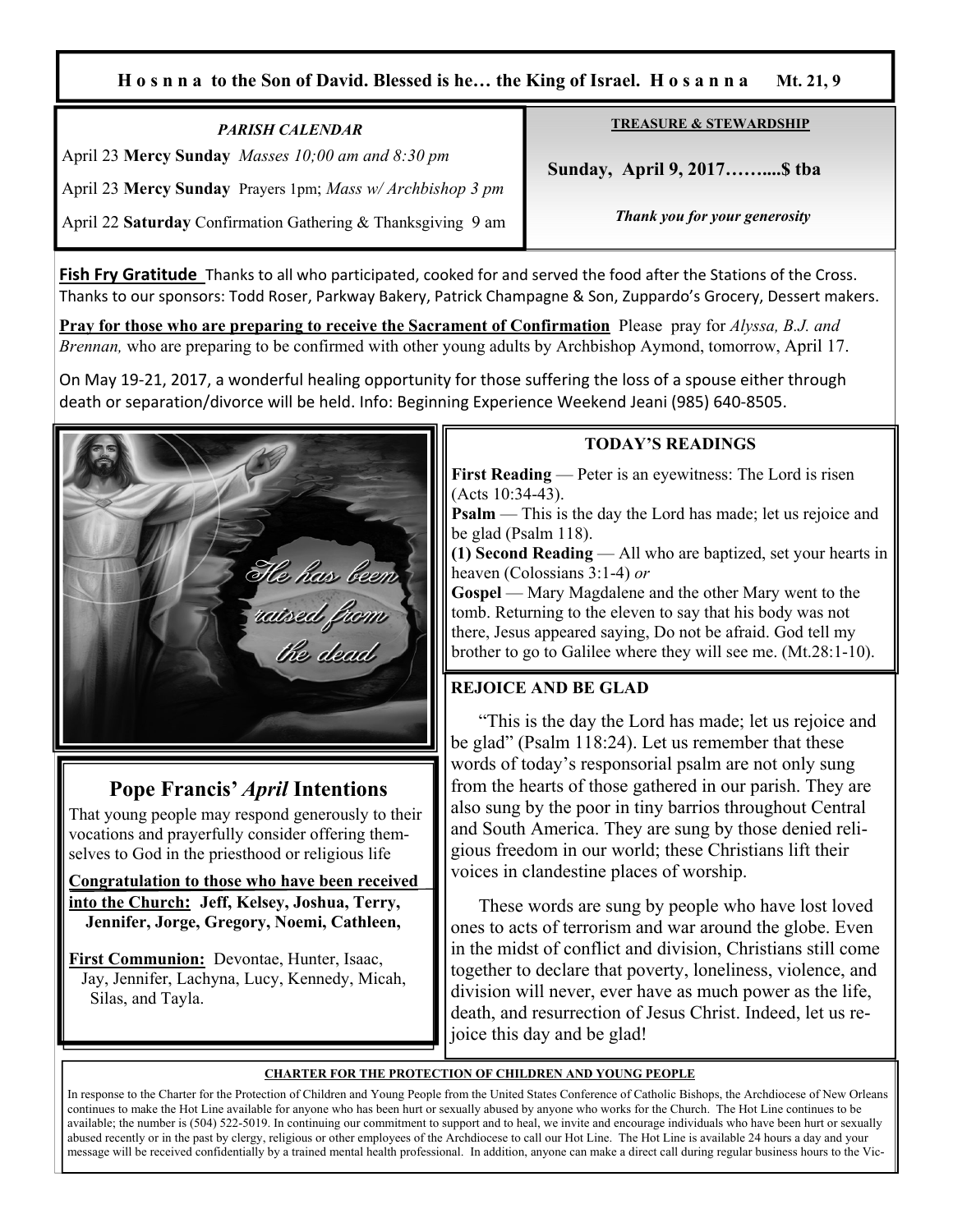**H o s n n a to the Son of David. Blessed is he… the King of Israel. H o s a n n a Mt. 21, 9**

*PARISH CALENDAR*

April 23 **Mercy Sunday** *Masses 10;00 am and 8:30 pm*

April 23 **Mercy Sunday** Prayers 1pm; *Mass w/ Archbishop 3 pm*

April 22 **Saturday** Confirmation Gathering & Thanksgiving 9 am

**TREASURE & STEWARDSHIP**

**Sunday, April 9, 2017……....$ tba**

***Thank you for your generosity***

**Fish Fry Gratitude** Thanks to all who participated, cooked for and served the food after the Stations of the Cross. Thanks to our sponsors: Todd Roser, Parkway Bakery, Patrick Champagne & Son, Zuppardo's Grocery, Dessert makers.

**Pray for those who are preparing to receive the Sacrament of Confirmation** Please pray for *Alyssa, B.J. and Brennan,* who are preparing to be confirmed with other young adults by Archbishop Aymond, tomorrow, April 17.

On May 19-21, 2017, a wonderful healing opportunity for those suffering the loss of a spouse either through death or separation/divorce will be held. Info: Beginning Experience Weekend Jeani (985) 640-8505.

*He has been raised from the dead*

## Pope Francis' *April* Intentions

That young people may respond generously to their vocations and prayerfully consider offering themselves to God in the priesthood or religious life

**Congratulation to those who have been received into the Church: Jeff, Kelsey, Joshua, Terry, Jennifer, Jorge, Gregory, Noemi, Cathleen,**

**First Communion:** Devontae, Hunter, Isaac, Jay, Jennifer, Lachyna, Lucy, Kennedy, Micah, Silas, and Tayla.

### TODAY'S READINGS

**First Reading** — Peter is an eyewitness: The Lord is risen (Acts 10:34-43).
**Psalm** — This is the day the Lord has made; let us rejoice and be glad (Psalm 118).
**(1) Second Reading** — All who are baptized, set your hearts in heaven (Colossians 3:1-4) *or*
**Gospel** — Mary Magdalene and the other Mary went to the tomb. Returning to the eleven to say that his body was not there, Jesus appeared saying, Do not be afraid. God tell my brother to go to Galilee where they will see me. (Mt.28:1-10).

### REJOICE AND BE GLAD

"This is the day the Lord has made; let us rejoice and be glad" (Psalm 118:24). Let us remember that these words of today's responsorial psalm are not only sung from the hearts of those gathered in our parish. They are also sung by the poor in tiny barrios throughout Central and South America. They are sung by those denied religious freedom in our world; these Christians lift their voices in clandestine places of worship.

These words are sung by people who have lost loved ones to acts of terrorism and war around the globe. Even in the midst of conflict and division, Christians still come together to declare that poverty, loneliness, violence, and division will never, ever have as much power as the life, death, and resurrection of Jesus Christ. Indeed, let us rejoice this day and be glad!

**CHARTER FOR THE PROTECTION OF CHILDREN AND YOUNG PEOPLE**

In response to the Charter for the Protection of Children and Young People from the United States Conference of Catholic Bishops, the Archdiocese of New Orleans continues to make the Hot Line available for anyone who has been hurt or sexually abused by anyone who works for the Church. The Hot Line continues to be available; the number is (504) 522-5019. In continuing our commitment to support and to heal, we invite and encourage individuals who have been hurt or sexually abused recently or in the past by clergy, religious or other employees of the Archdiocese to call our Hot Line. The Hot Line is available 24 hours a day and your message will be received confidentially by a trained mental health professional. In addition, anyone can make a direct call during regular business hours to the Vic-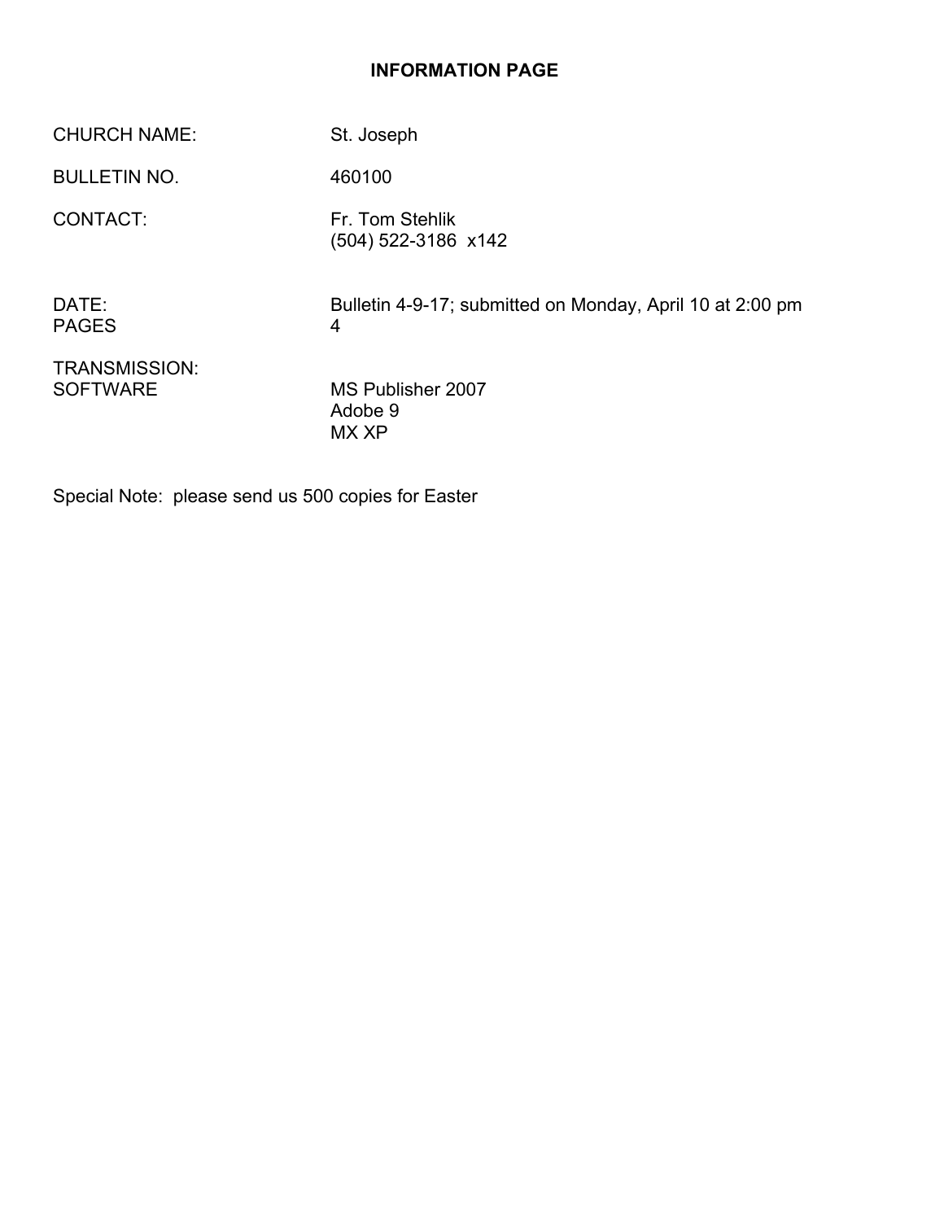# INFORMATION PAGE

| | |
|---|---|
| CHURCH NAME: | St. Joseph |
| BULLETIN NO. | 460100 |
| CONTACT: | Fr. Tom Stehlik<br>(504) 522-3186 x142 |
| DATE:<br>PAGES | Bulletin 4-9-17; submitted on Monday, April 10 at 2:00 pm<br>4 |
| TRANSMISSION:<br>SOFTWARE | <br>MS Publisher 2007<br>Adobe 9<br>MX XP |

Special Note: please send us 500 copies for Easter